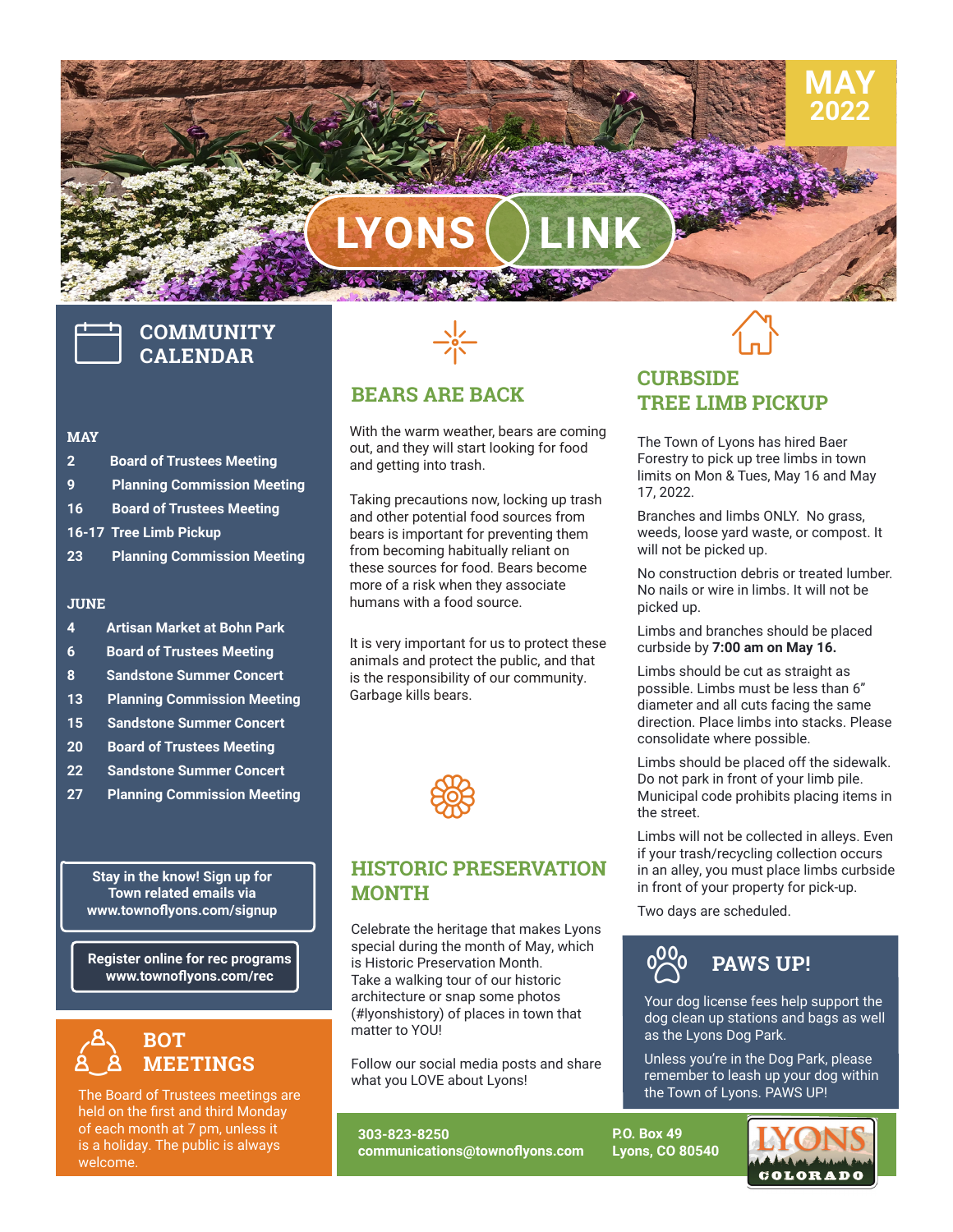# LYONS LINK

**MAY 2022**

## COMMUNITY CALENDAR

**MAY**

- **2** Board of Trustees Meeting
- **9** Planning Commission Meeting
- **16** Board of Trustees Meeting
- **16-17** Tree Limb Pickup
- **23** Planning Commission Meeting

**JUNE**

- **4** Artisan Market at Bohn Park
- **6** Board of Trustees Meeting
- **8** Sandstone Summer Concert
- **13** Planning Commission Meeting
- **15** Sandstone Summer Concert
- **20** Board of Trustees Meeting
- **22** Sandstone Summer Concert
- **27** Planning Commission Meeting

**Stay in the know! Sign up for Town related emails via www.townoflyons.com/signup**

**Register online for rec programs www.townoflyons.com/rec**

## BOT MEETINGS

The Board of Trustees meetings are held on the first and third Monday of each month at 7 pm, unless it is a holiday. The public is always welcome.

## BEARS ARE BACK

With the warm weather, bears are coming out, and they will start looking for food and getting into trash.

Taking precautions now, locking up trash and other potential food sources from bears is important for preventing them from becoming habitually reliant on these sources for food. Bears become more of a risk when they associate humans with a food source.

It is very important for us to protect these animals and protect the public, and that is the responsibility of our community. Garbage kills bears.

## HISTORIC PRESERVATION MONTH

Celebrate the heritage that makes Lyons special during the month of May, which is Historic Preservation Month.
Take a walking tour of our historic architecture or snap some photos (#lyonshistory) of places in town that matter to YOU!

Follow our social media posts and share what you LOVE about Lyons!

## CURBSIDE TREE LIMB PICKUP

The Town of Lyons has hired Baer Forestry to pick up tree limbs in town limits on Mon & Tues, May 16 and May 17, 2022.

Branches and limbs ONLY. No grass, weeds, loose yard waste, or compost. It will not be picked up.

No construction debris or treated lumber. No nails or wire in limbs. It will not be picked up.

Limbs and branches should be placed curbside by **7:00 am on May 16.**

Limbs should be cut as straight as possible. Limbs must be less than 6" diameter and all cuts facing the same direction. Place limbs into stacks. Please consolidate where possible.

Limbs should be placed off the sidewalk. Do not park in front of your limb pile. Municipal code prohibits placing items in the street.

Limbs will not be collected in alleys. Even if your trash/recycling collection occurs in an alley, you must place limbs curbside in front of your property for pick-up.

Two days are scheduled.

## PAWS UP!

Your dog license fees help support the dog clean up stations and bags as well as the Lyons Dog Park.

Unless you're in the Dog Park, please remember to leash up your dog within the Town of Lyons. PAWS UP!

**303-823-8250**
**communications@townoflyons.com**

**P.O. Box 49**
**Lyons, CO 80540**

LYONS COLORADO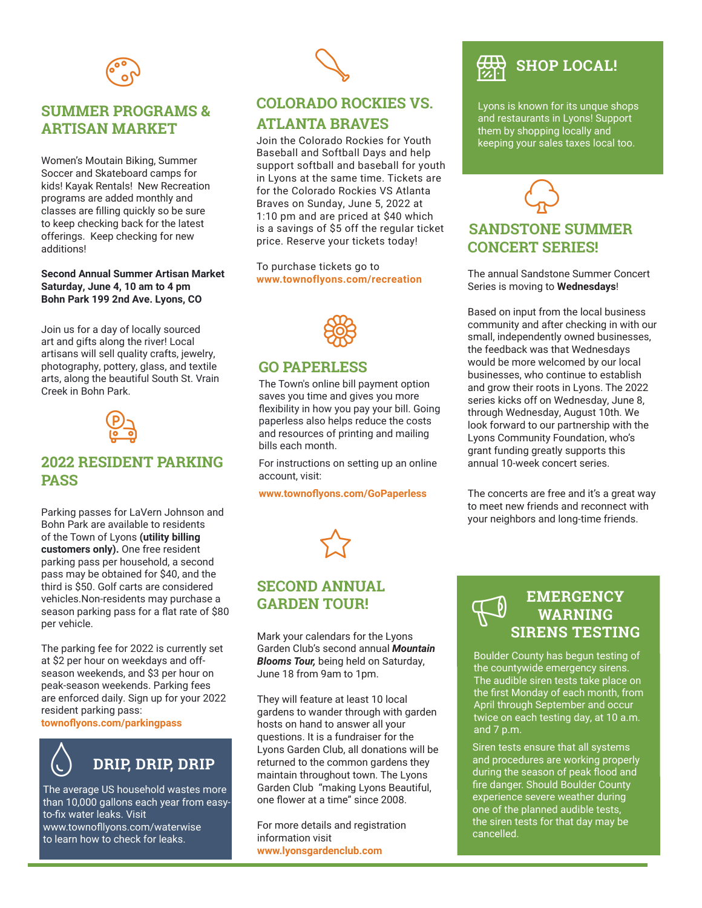## SUMMER PROGRAMS & ARTISAN MARKET

Women's Moutain Biking, Summer Soccer and Skateboard camps for kids! Kayak Rentals! New Recreation programs are added monthly and classes are filling quickly so be sure to keep checking back for the latest offerings. Keep checking for new additions!

**Second Annual Summer Artisan Market**
**Saturday, June 4, 10 am to 4 pm**
**Bohn Park 199 2nd Ave. Lyons, CO**

Join us for a day of locally sourced art and gifts along the river! Local artisans will sell quality crafts, jewelry, photography, pottery, glass, and textile arts, along the beautiful South St. Vrain Creek in Bohn Park.

## 2022 RESIDENT PARKING PASS

Parking passes for LaVern Johnson and Bohn Park are available to residents of the Town of Lyons **(utility billing customers only).** One free resident parking pass per household, a second pass may be obtained for $40, and the third is $50. Golf carts are considered vehicles.Non-residents may purchase a season parking pass for a flat rate of $80 per vehicle.

The parking fee for 2022 is currently set at $2 per hour on weekdays and off-season weekends, and $3 per hour on peak-season weekends. Parking fees are enforced daily. Sign up for your 2022 resident parking pass:
**townoflyons.com/parkingpass**

## DRIP, DRIP, DRIP

The average US household wastes more than 10,000 gallons each year from easy-to-fix water leaks. Visit www.townofflyons.com/waterwise to learn how to check for leaks.

## COLORADO ROCKIES VS. ATLANTA BRAVES

Join the Colorado Rockies for Youth Baseball and Softball Days and help support softball and baseball for youth in Lyons at the same time. Tickets are for the Colorado Rockies VS Atlanta Braves on Sunday, June 5, 2022 at 1:10 pm and are priced at $40 which is a savings of $5 off the regular ticket price. Reserve your tickets today!

To purchase tickets go to
**www.townoflyons.com/recreation**

## GO PAPERLESS

The Town's online bill payment option saves you time and gives you more flexibility in how you pay your bill. Going paperless also helps reduce the costs and resources of printing and mailing bills each month.

For instructions on setting up an online account, visit:

**www.townoflyons.com/GoPaperless**

## SECOND ANNUAL GARDEN TOUR!

Mark your calendars for the Lyons Garden Club's second annual ***Mountain Blooms Tour,*** being held on Saturday, June 18 from 9am to 1pm.

They will feature at least 10 local gardens to wander through with garden hosts on hand to answer all your questions. It is a fundraiser for the Lyons Garden Club, all donations will be returned to the common gardens they maintain throughout town. The Lyons Garden Club "making Lyons Beautiful, one flower at a time" since 2008.

For more details and registration information visit
**www.lyonsgardenclub.com**

## SHOP LOCAL!

Lyons is known for its unque shops and restaurants in Lyons! Support them by shopping locally and keeping your sales taxes local too.

## SANDSTONE SUMMER CONCERT SERIES!

The annual Sandstone Summer Concert Series is moving to **Wednesdays**!

Based on input from the local business community and after checking in with our small, independently owned businesses, the feedback was that Wednesdays would be more welcomed by our local businesses, who continue to establish and grow their roots in Lyons. The 2022 series kicks off on Wednesday, June 8, through Wednesday, August 10th. We look forward to our partnership with the Lyons Community Foundation, who's grant funding greatly supports this annual 10-week concert series.

The concerts are free and it's a great way to meet new friends and reconnect with your neighbors and long-time friends.

## EMERGENCY WARNING SIRENS TESTING

Boulder County has begun testing of the countywide emergency sirens. The audible siren tests take place on the first Monday of each month, from April through September and occur twice on each testing day, at 10 a.m. and 7 p.m.

Siren tests ensure that all systems and procedures are working properly during the season of peak flood and fire danger. Should Boulder County experience severe weather during one of the planned audible tests, the siren tests for that day may be cancelled.